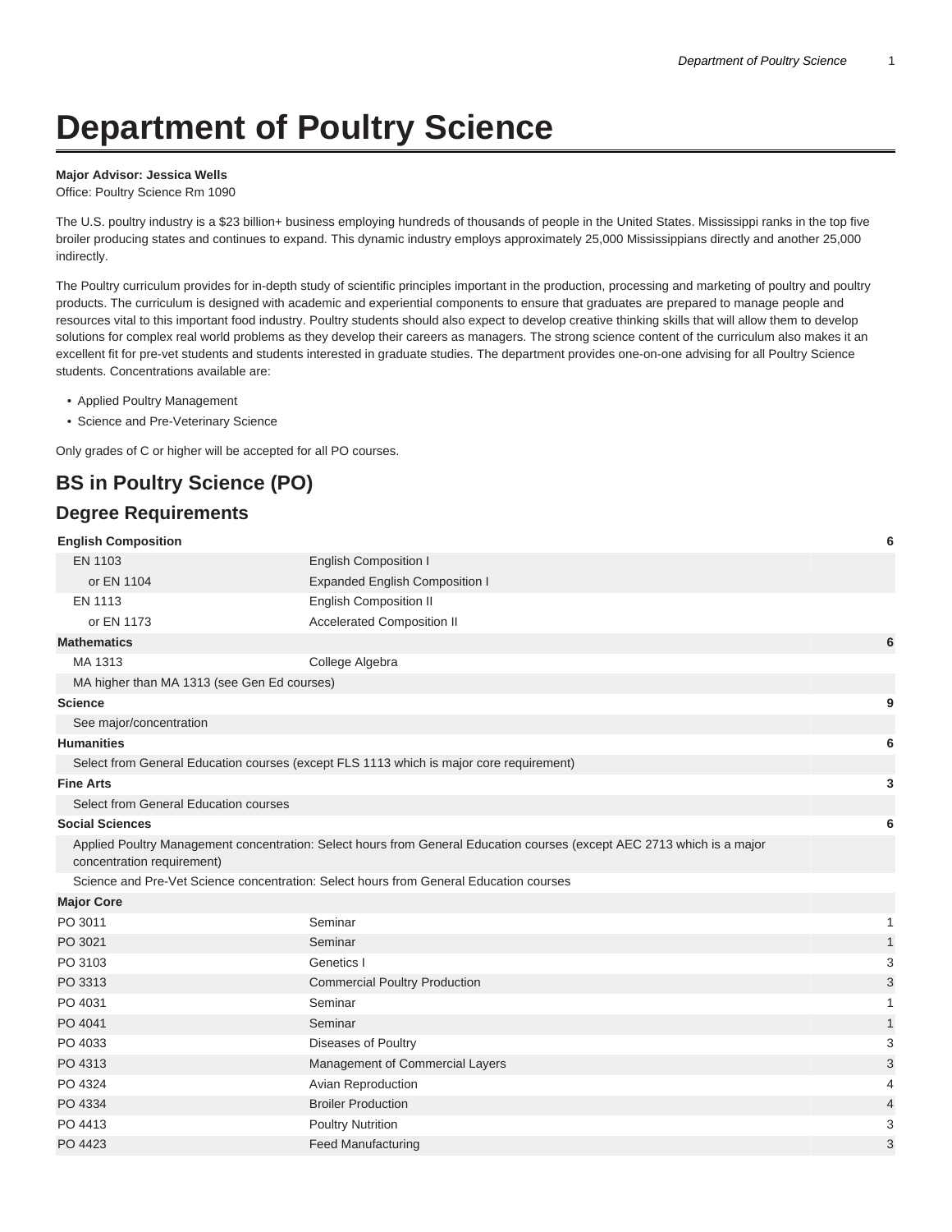# Department of Poultry Science

**Major Advisor: Jessica Wells**
Office: Poultry Science Rm 1090

The U.S. poultry industry is a $23 billion+ business employing hundreds of thousands of people in the United States. Mississippi ranks in the top five broiler producing states and continues to expand. This dynamic industry employs approximately 25,000 Mississippians directly and another 25,000 indirectly.

The Poultry curriculum provides for in-depth study of scientific principles important in the production, processing and marketing of poultry and poultry products. The curriculum is designed with academic and experiential components to ensure that graduates are prepared to manage people and resources vital to this important food industry. Poultry students should also expect to develop creative thinking skills that will allow them to develop solutions for complex real world problems as they develop their careers as managers. The strong science content of the curriculum also makes it an excellent fit for pre-vet students and students interested in graduate studies. The department provides one-on-one advising for all Poultry Science students. Concentrations available are:

- Applied Poultry Management
- Science and Pre-Veterinary Science

Only grades of C or higher will be accepted for all PO courses.

## BS in Poultry Science (PO)

### Degree Requirements

| | | |
|---|---|---|
| **English Composition** | | **6** |
| EN 1103 | English Composition I | |
| or EN 1104 | Expanded English Composition I | |
| EN 1113 | English Composition II | |
| or EN 1173 | Accelerated Composition II | |
| **Mathematics** | | **6** |
| MA 1313 | College Algebra | |
| MA higher than MA 1313 (see Gen Ed courses) | | |
| **Science** | | **9** |
| See major/concentration | | |
| **Humanities** | | **6** |
| Select from General Education courses (except FLS 1113 which is major core requirement) | | |
| **Fine Arts** | | **3** |
| Select from General Education courses | | |
| **Social Sciences** | | **6** |
| Applied Poultry Management concentration: Select hours from General Education courses (except AEC 2713 which is a major concentration requirement) | | |
| Science and Pre-Vet Science concentration: Select hours from General Education courses | | |
| **Major Core** | | |
| PO 3011 | Seminar | 1 |
| PO 3021 | Seminar | 1 |
| PO 3103 | Genetics I | 3 |
| PO 3313 | Commercial Poultry Production | 3 |
| PO 4031 | Seminar | 1 |
| PO 4041 | Seminar | 1 |
| PO 4033 | Diseases of Poultry | 3 |
| PO 4313 | Management of Commercial Layers | 3 |
| PO 4324 | Avian Reproduction | 4 |
| PO 4334 | Broiler Production | 4 |
| PO 4413 | Poultry Nutrition | 3 |
| PO 4423 | Feed Manufacturing | 3 |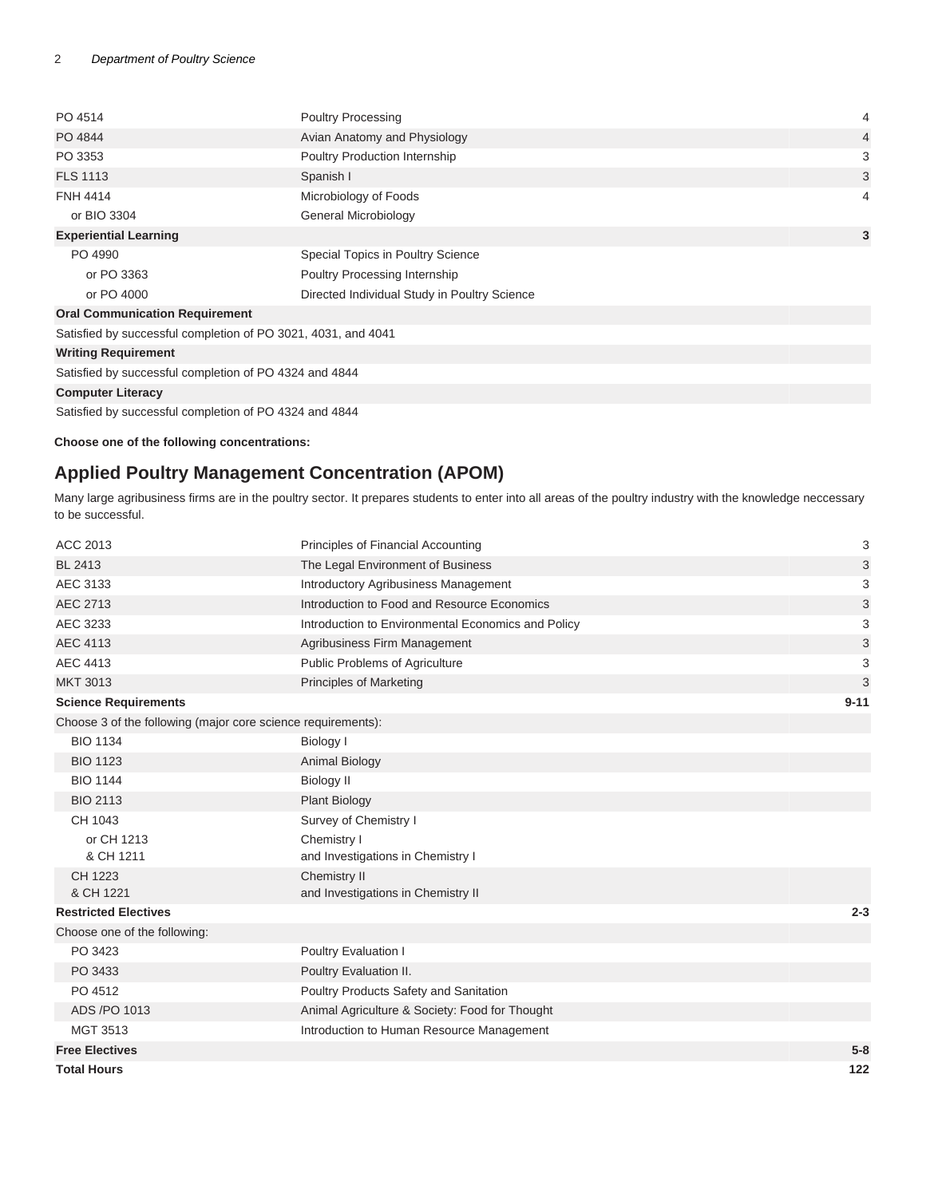| | | |
|---|---|---|
| PO 4514 | Poultry Processing | 4 |
| PO 4844 | Avian Anatomy and Physiology | 4 |
| PO 3353 | Poultry Production Internship | 3 |
| FLS 1113 | Spanish I | 3 |
| FNH 4414 | Microbiology of Foods | 4 |
| or BIO 3304 | General Microbiology | |
| **Experiential Learning** | | **3** |
| PO 4990 | Special Topics in Poultry Science | |
| or PO 3363 | Poultry Processing Internship | |
| or PO 4000 | Directed Individual Study in Poultry Science | |
| **Oral Communication Requirement** | | |
| Satisfied by successful completion of PO 3021, 4031, and 4041 | | |
| **Writing Requirement** | | |
| Satisfied by successful completion of PO 4324 and 4844 | | |
| **Computer Literacy** | | |
| Satisfied by successful completion of PO 4324 and 4844 | | |

**Choose one of the following concentrations:**

## Applied Poultry Management Concentration (APOM)

Many large agribusiness firms are in the poultry sector. It prepares students to enter into all areas of the poultry industry with the knowledge neccessary to be successful.

| | | |
|---|---|---|
| ACC 2013 | Principles of Financial Accounting | 3 |
| BL 2413 | The Legal Environment of Business | 3 |
| AEC 3133 | Introductory Agribusiness Management | 3 |
| AEC 2713 | Introduction to Food and Resource Economics | 3 |
| AEC 3233 | Introduction to Environmental Economics and Policy | 3 |
| AEC 4113 | Agribusiness Firm Management | 3 |
| AEC 4413 | Public Problems of Agriculture | 3 |
| MKT 3013 | Principles of Marketing | 3 |
| **Science Requirements** | | **9-11** |
| Choose 3 of the following (major core science requirements): | | |
| BIO 1134 | Biology I | |
| BIO 1123 | Animal Biology | |
| BIO 1144 | Biology II | |
| BIO 2113 | Plant Biology | |
| CH 1043 | Survey of Chemistry I | |
| or CH 1213 & CH 1211 | Chemistry I and Investigations in Chemistry I | |
| CH 1223 & CH 1221 | Chemistry II and Investigations in Chemistry II | |
| **Restricted Electives** | | **2-3** |
| Choose one of the following: | | |
| PO 3423 | Poultry Evaluation I | |
| PO 3433 | Poultry Evaluation II. | |
| PO 4512 | Poultry Products Safety and Sanitation | |
| ADS /PO 1013 | Animal Agriculture & Society: Food for Thought | |
| MGT 3513 | Introduction to Human Resource Management | |
| **Free Electives** | | **5-8** |
| **Total Hours** | | **122** |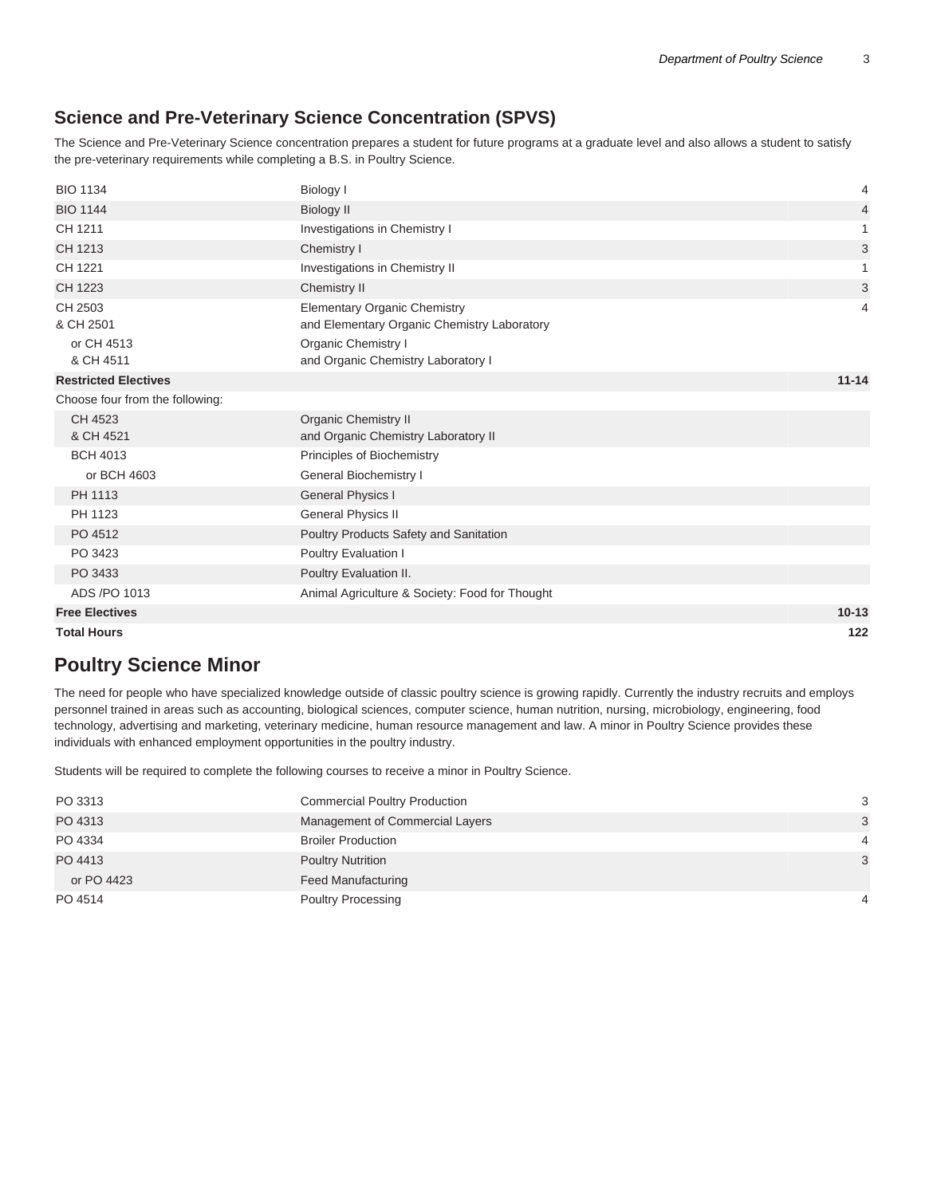## Science and Pre-Veterinary Science Concentration (SPVS)

The Science and Pre-Veterinary Science concentration prepares a student for future programs at a graduate level and also allows a student to satisfy the pre-veterinary requirements while completing a B.S. in Poultry Science.

| | | |
|---|---|---|
| BIO 1134 | Biology I | 4 |
| BIO 1144 | Biology II | 4 |
| CH 1211 | Investigations in Chemistry I | 1 |
| CH 1213 | Chemistry I | 3 |
| CH 1221 | Investigations in Chemistry II | 1 |
| CH 1223 | Chemistry II | 3 |
| CH 2503<br>& CH 2501 | Elementary Organic Chemistry<br>and Elementary Organic Chemistry Laboratory | 4 |
| or CH 4513<br>& CH 4511 | Organic Chemistry I<br>and Organic Chemistry Laboratory I | |
| **Restricted Electives** | | **11-14** |
| Choose four from the following: | | |
| CH 4523<br>& CH 4521 | Organic Chemistry II<br>and Organic Chemistry Laboratory II | |
| BCH 4013 | Principles of Biochemistry | |
| or BCH 4603 | General Biochemistry I | |
| PH 1113 | General Physics I | |
| PH 1123 | General Physics II | |
| PO 4512 | Poultry Products Safety and Sanitation | |
| PO 3423 | Poultry Evaluation I | |
| PO 3433 | Poultry Evaluation II. | |
| ADS /PO 1013 | Animal Agriculture & Society: Food for Thought | |
| **Free Electives** | | **10-13** |
| **Total Hours** | | **122** |

## Poultry Science Minor

The need for people who have specialized knowledge outside of classic poultry science is growing rapidly. Currently the industry recruits and employs personnel trained in areas such as accounting, biological sciences, computer science, human nutrition, nursing, microbiology, engineering, food technology, advertising and marketing, veterinary medicine, human resource management and law. A minor in Poultry Science provides these individuals with enhanced employment opportunities in the poultry industry.

Students will be required to complete the following courses to receive a minor in Poultry Science.

| | | |
|---|---|---|
| PO 3313 | Commercial Poultry Production | 3 |
| PO 4313 | Management of Commercial Layers | 3 |
| PO 4334 | Broiler Production | 4 |
| PO 4413 | Poultry Nutrition | 3 |
| or PO 4423 | Feed Manufacturing | |
| PO 4514 | Poultry Processing | 4 |